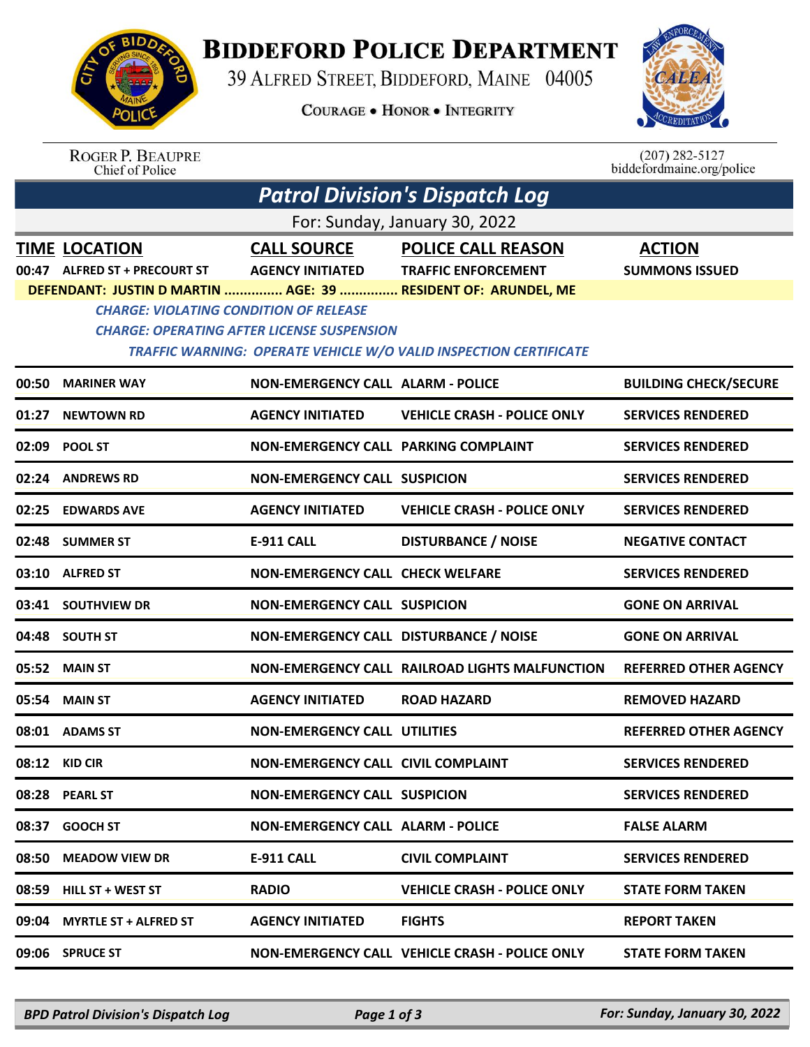# BIDDEFORD POLICE DEPARTMENT

39 ALFRED STREET, BIDDEFORD, MAINE 04005

COURAGE • HONOR • INTEGRITY

ROGER P. BEAUPRE
Chief of Police

(207) 282-5127
biddefordmaine.org/police

## *Patrol Division's Dispatch Log*

For: Sunday, January 30, 2022

| TIME | LOCATION | CALL SOURCE | POLICE CALL REASON | ACTION |
|---|---|---|---|---|
| 00:47 | ALFRED ST + PRECOURT ST | AGENCY INITIATED | TRAFFIC ENFORCEMENT | SUMMONS ISSUED |

**DEFENDANT: JUSTIN D MARTIN ............... AGE: 39 ............... RESIDENT OF: ARUNDEL, ME**

*CHARGE: VIOLATING CONDITION OF RELEASE*
*CHARGE: OPERATING AFTER LICENSE SUSPENSION*
*TRAFFIC WARNING: OPERATE VEHICLE W/O VALID INSPECTION CERTIFICATE*

| TIME | LOCATION | CALL SOURCE | POLICE CALL REASON | ACTION |
|---|---|---|---|---|
| 00:50 | MARINER WAY | NON-EMERGENCY CALL | ALARM - POLICE | BUILDING CHECK/SECURE |
| 01:27 | NEWTOWN RD | AGENCY INITIATED | VEHICLE CRASH - POLICE ONLY | SERVICES RENDERED |
| 02:09 | POOL ST | NON-EMERGENCY CALL | PARKING COMPLAINT | SERVICES RENDERED |
| 02:24 | ANDREWS RD | NON-EMERGENCY CALL | SUSPICION | SERVICES RENDERED |
| 02:25 | EDWARDS AVE | AGENCY INITIATED | VEHICLE CRASH - POLICE ONLY | SERVICES RENDERED |
| 02:48 | SUMMER ST | E-911 CALL | DISTURBANCE / NOISE | NEGATIVE CONTACT |
| 03:10 | ALFRED ST | NON-EMERGENCY CALL | CHECK WELFARE | SERVICES RENDERED |
| 03:41 | SOUTHVIEW DR | NON-EMERGENCY CALL | SUSPICION | GONE ON ARRIVAL |
| 04:48 | SOUTH ST | NON-EMERGENCY CALL | DISTURBANCE / NOISE | GONE ON ARRIVAL |
| 05:52 | MAIN ST | NON-EMERGENCY CALL | RAILROAD LIGHTS MALFUNCTION | REFERRED OTHER AGENCY |
| 05:54 | MAIN ST | AGENCY INITIATED | ROAD HAZARD | REMOVED HAZARD |
| 08:01 | ADAMS ST | NON-EMERGENCY CALL | UTILITIES | REFERRED OTHER AGENCY |
| 08:12 | KID CIR | NON-EMERGENCY CALL | CIVIL COMPLAINT | SERVICES RENDERED |
| 08:28 | PEARL ST | NON-EMERGENCY CALL | SUSPICION | SERVICES RENDERED |
| 08:37 | GOOCH ST | NON-EMERGENCY CALL | ALARM - POLICE | FALSE ALARM |
| 08:50 | MEADOW VIEW DR | E-911 CALL | CIVIL COMPLAINT | SERVICES RENDERED |
| 08:59 | HILL ST + WEST ST | RADIO | VEHICLE CRASH - POLICE ONLY | STATE FORM TAKEN |
| 09:04 | MYRTLE ST + ALFRED ST | AGENCY INITIATED | FIGHTS | REPORT TAKEN |
| 09:06 | SPRUCE ST | NON-EMERGENCY CALL | VEHICLE CRASH - POLICE ONLY | STATE FORM TAKEN |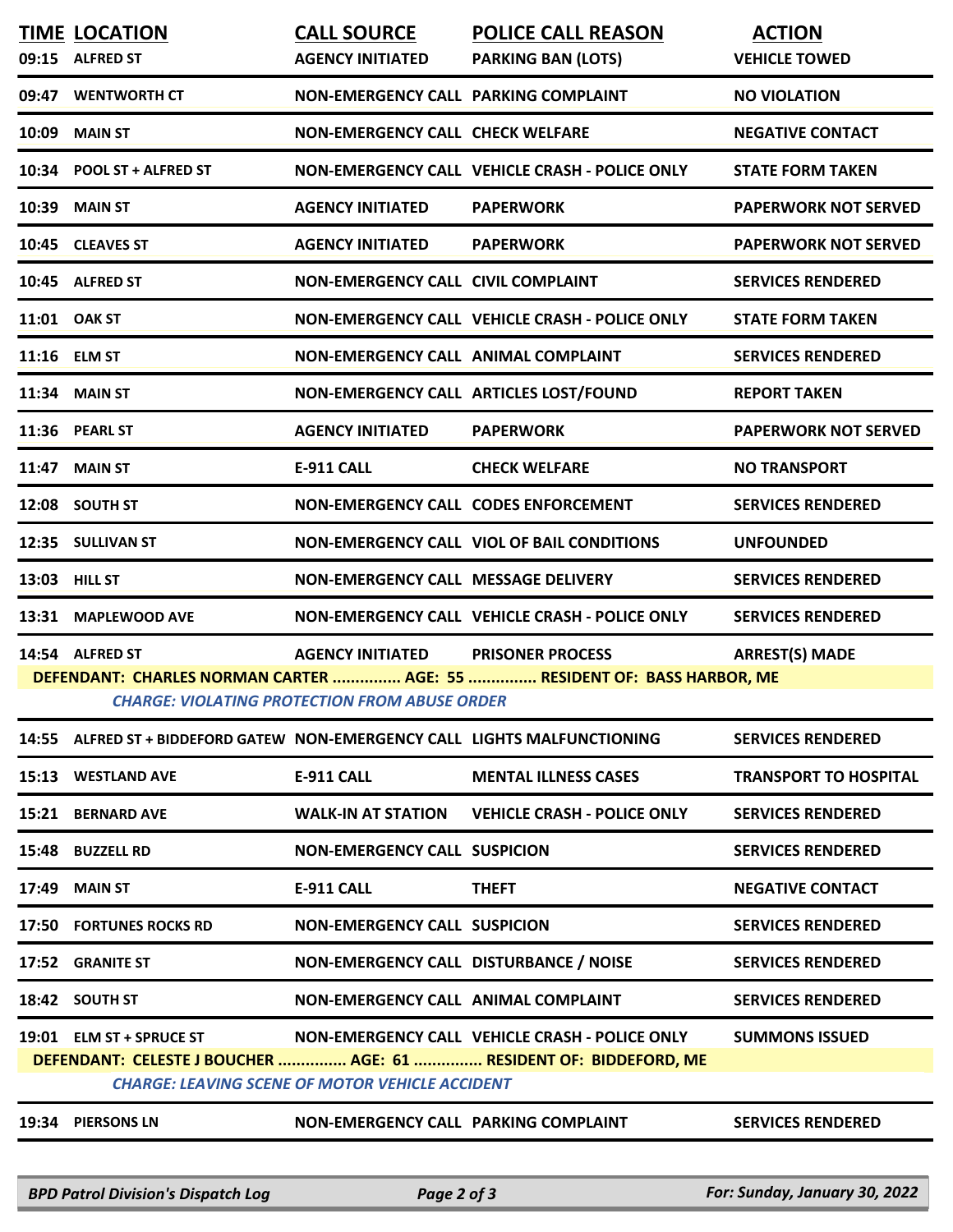| TIME | LOCATION | CALL SOURCE | POLICE CALL REASON | ACTION |
|---|---|---|---|---|
| 09:15 | ALFRED ST | AGENCY INITIATED | PARKING BAN (LOTS) | VEHICLE TOWED |
| 09:47 | WENTWORTH CT | NON-EMERGENCY CALL | PARKING COMPLAINT | NO VIOLATION |
| 10:09 | MAIN ST | NON-EMERGENCY CALL | CHECK WELFARE | NEGATIVE CONTACT |
| 10:34 | POOL ST + ALFRED ST | NON-EMERGENCY CALL | VEHICLE CRASH - POLICE ONLY | STATE FORM TAKEN |
| 10:39 | MAIN ST | AGENCY INITIATED | PAPERWORK | PAPERWORK NOT SERVED |
| 10:45 | CLEAVES ST | AGENCY INITIATED | PAPERWORK | PAPERWORK NOT SERVED |
| 10:45 | ALFRED ST | NON-EMERGENCY CALL | CIVIL COMPLAINT | SERVICES RENDERED |
| 11:01 | OAK ST | NON-EMERGENCY CALL | VEHICLE CRASH - POLICE ONLY | STATE FORM TAKEN |
| 11:16 | ELM ST | NON-EMERGENCY CALL | ANIMAL COMPLAINT | SERVICES RENDERED |
| 11:34 | MAIN ST | NON-EMERGENCY CALL | ARTICLES LOST/FOUND | REPORT TAKEN |
| 11:36 | PEARL ST | AGENCY INITIATED | PAPERWORK | PAPERWORK NOT SERVED |
| 11:47 | MAIN ST | E-911 CALL | CHECK WELFARE | NO TRANSPORT |
| 12:08 | SOUTH ST | NON-EMERGENCY CALL | CODES ENFORCEMENT | SERVICES RENDERED |
| 12:35 | SULLIVAN ST | NON-EMERGENCY CALL | VIOL OF BAIL CONDITIONS | UNFOUNDED |
| 13:03 | HILL ST | NON-EMERGENCY CALL | MESSAGE DELIVERY | SERVICES RENDERED |
| 13:31 | MAPLEWOOD AVE | NON-EMERGENCY CALL | VEHICLE CRASH - POLICE ONLY | SERVICES RENDERED |
| 14:54 | ALFRED ST | AGENCY INITIATED | PRISONER PROCESS | ARREST(S) MADE |

**DEFENDANT: CHARLES NORMAN CARTER ............... AGE: 55 ............... RESIDENT OF: BASS HARBOR, ME**

*CHARGE: VIOLATING PROTECTION FROM ABUSE ORDER*

| TIME | LOCATION | CALL SOURCE | POLICE CALL REASON | ACTION |
|---|---|---|---|---|
| 14:55 | ALFRED ST + BIDDEFORD GATEW | NON-EMERGENCY CALL | LIGHTS MALFUNCTIONING | SERVICES RENDERED |
| 15:13 | WESTLAND AVE | E-911 CALL | MENTAL ILLNESS CASES | TRANSPORT TO HOSPITAL |
| 15:21 | BERNARD AVE | WALK-IN AT STATION | VEHICLE CRASH - POLICE ONLY | SERVICES RENDERED |
| 15:48 | BUZZELL RD | NON-EMERGENCY CALL | SUSPICION | SERVICES RENDERED |
| 17:49 | MAIN ST | E-911 CALL | THEFT | NEGATIVE CONTACT |
| 17:50 | FORTUNES ROCKS RD | NON-EMERGENCY CALL | SUSPICION | SERVICES RENDERED |
| 17:52 | GRANITE ST | NON-EMERGENCY CALL | DISTURBANCE / NOISE | SERVICES RENDERED |
| 18:42 | SOUTH ST | NON-EMERGENCY CALL | ANIMAL COMPLAINT | SERVICES RENDERED |
| 19:01 | ELM ST + SPRUCE ST | NON-EMERGENCY CALL | VEHICLE CRASH - POLICE ONLY | SUMMONS ISSUED |

**DEFENDANT: CELESTE J BOUCHER ............... AGE: 61 ............... RESIDENT OF: BIDDEFORD, ME**

*CHARGE: LEAVING SCENE OF MOTOR VEHICLE ACCIDENT*

| TIME | LOCATION | CALL SOURCE | POLICE CALL REASON | ACTION |
|---|---|---|---|---|
| 19:34 | PIERSONS LN | NON-EMERGENCY CALL | PARKING COMPLAINT | SERVICES RENDERED |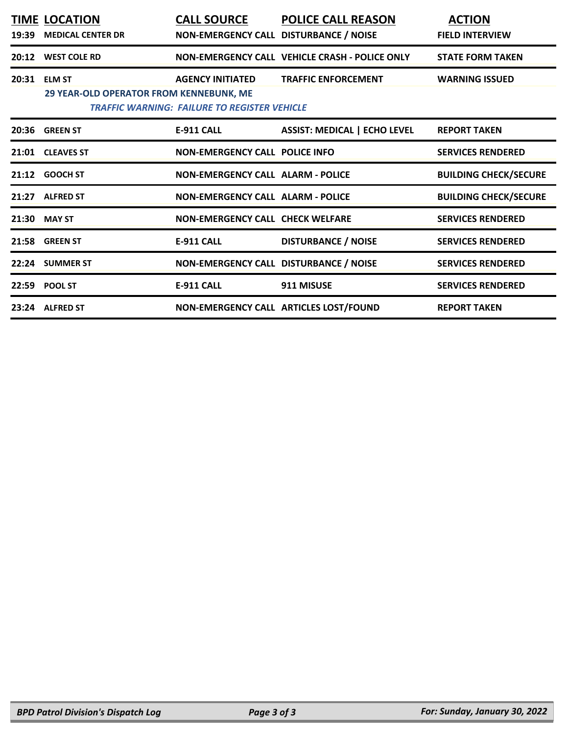| TIME | LOCATION | CALL SOURCE | POLICE CALL REASON | ACTION |
|---|---|---|---|---|
| 19:39 | MEDICAL CENTER DR | NON-EMERGENCY CALL | DISTURBANCE / NOISE | FIELD INTERVIEW |
| 20:12 | WEST COLE RD | NON-EMERGENCY CALL | VEHICLE CRASH - POLICE ONLY | STATE FORM TAKEN |
| 20:31 | ELM ST | AGENCY INITIATED | TRAFFIC ENFORCEMENT | WARNING ISSUED |
| | **29 YEAR-OLD OPERATOR FROM KENNEBUNK, ME** *TRAFFIC WARNING: FAILURE TO REGISTER VEHICLE* | | | |
| 20:36 | GREEN ST | E-911 CALL | ASSIST: MEDICAL \| ECHO LEVEL | REPORT TAKEN |
| 21:01 | CLEAVES ST | NON-EMERGENCY CALL | POLICE INFO | SERVICES RENDERED |
| 21:12 | GOOCH ST | NON-EMERGENCY CALL | ALARM - POLICE | BUILDING CHECK/SECURE |
| 21:27 | ALFRED ST | NON-EMERGENCY CALL | ALARM - POLICE | BUILDING CHECK/SECURE |
| 21:30 | MAY ST | NON-EMERGENCY CALL | CHECK WELFARE | SERVICES RENDERED |
| 21:58 | GREEN ST | E-911 CALL | DISTURBANCE / NOISE | SERVICES RENDERED |
| 22:24 | SUMMER ST | NON-EMERGENCY CALL | DISTURBANCE / NOISE | SERVICES RENDERED |
| 22:59 | POOL ST | E-911 CALL | 911 MISUSE | SERVICES RENDERED |
| 23:24 | ALFRED ST | NON-EMERGENCY CALL | ARTICLES LOST/FOUND | REPORT TAKEN |

*BPD Patrol Division's Dispatch Log* — *For: Sunday, January 30, 2022*